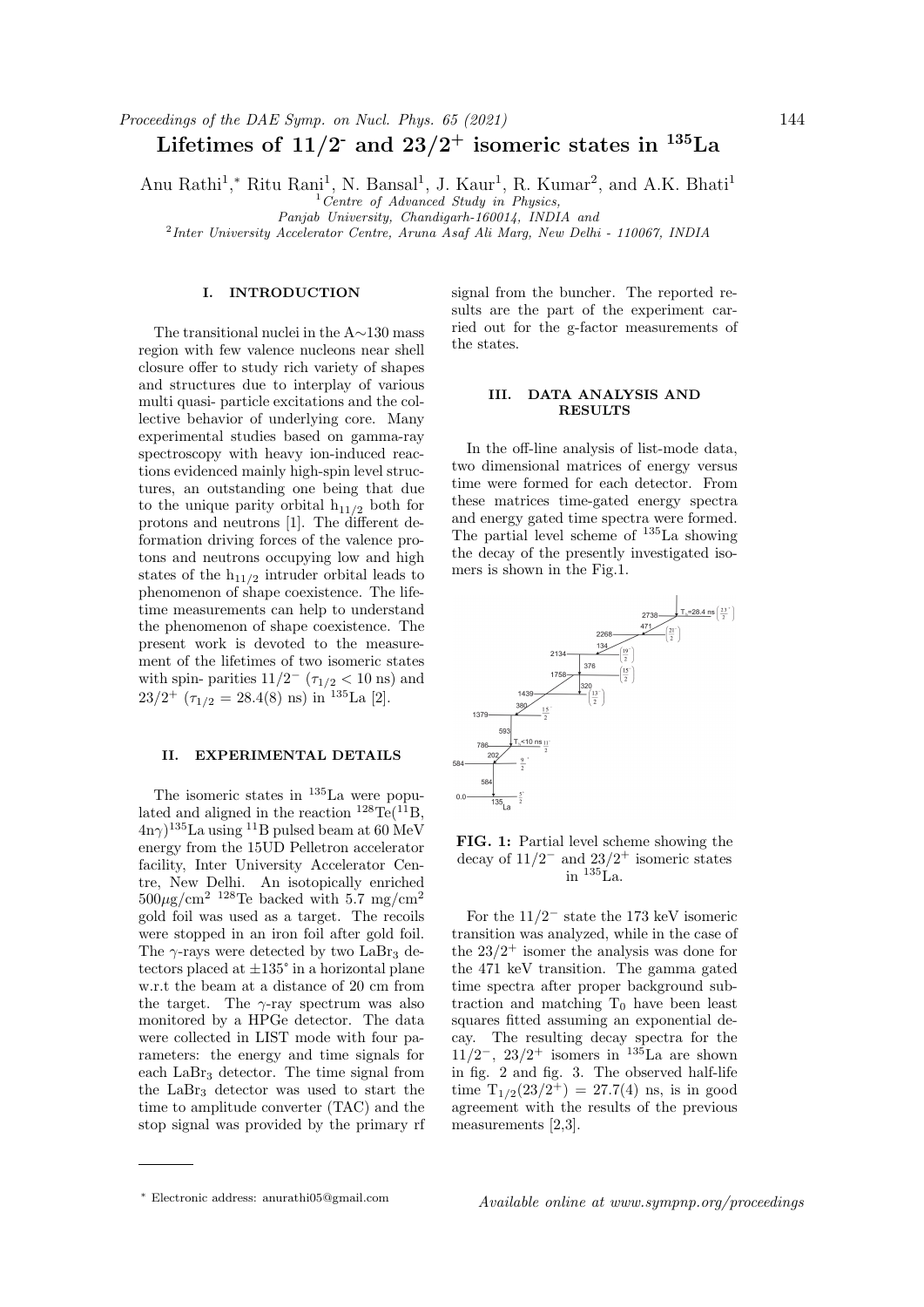# Lifetimes of 11/2⁻ and 23/2⁺ isomeric states in $^{135}$La

Anu Rathi[1,*], Ritu Rani[1], N. Bansal[1], J. Kaur[1], R. Kumar[2], and A.K. Bhati[1]

[1] *Centre of Advanced Study in Physics, Panjab University, Chandigarh-160014, INDIA and*
[2] *Inter University Accelerator Centre, Aruna Asaf Ali Marg, New Delhi - 110067, INDIA*

## I. INTRODUCTION

The transitional nuclei in the A∼130 mass region with few valence nucleons near shell closure offer to study rich variety of shapes and structures due to interplay of various multi quasi- particle excitations and the collective behavior of underlying core. Many experimental studies based on gamma-ray spectroscopy with heavy ion-induced reactions evidenced mainly high-spin level structures, an outstanding one being that due to the unique parity orbital $h_{11/2}$ both for protons and neutrons [1]. The different deformation driving forces of the valence protons and neutrons occupying low and high states of the $h_{11/2}$ intruder orbital leads to phenomenon of shape coexistence. The lifetime measurements can help to understand the phenomenon of shape coexistence. The present work is devoted to the measurement of the lifetimes of two isomeric states with spin- parities $11/2^-$ ($\tau_{1/2} < 10$ ns) and $23/2^+$ ($\tau_{1/2} = 28.4(8)$ ns) in $^{135}$La [2].

## II. EXPERIMENTAL DETAILS

The isomeric states in $^{135}$La were populated and aligned in the reaction $^{128}$Te($^{11}$B, 4n$\gamma$)$^{135}$La using $^{11}$B pulsed beam at 60 MeV energy from the 15UD Pelletron accelerator facility, Inter University Accelerator Centre, New Delhi. An isotopically enriched 500$\mu$g/cm$^2$ $^{128}$Te backed with 5.7 mg/cm$^2$ gold foil was used as a target. The recoils were stopped in an iron foil after gold foil. The $\gamma$-rays were detected by two $LaBr_3$ detectors placed at ±135° in a horizontal plane w.r.t the beam at a distance of 20 cm from the target. The $\gamma$-ray spectrum was also monitored by a HPGe detector. The data were collected in LIST mode with four parameters: the energy and time signals for each $LaBr_3$ detector. The time signal from the $LaBr_3$ detector was used to start the time to amplitude converter (TAC) and the stop signal was provided by the primary rf signal from the buncher. The reported results are the part of the experiment carried out for the g-factor measurements of the states.

## III. DATA ANALYSIS AND RESULTS

In the off-line analysis of list-mode data, two dimensional matrices of energy versus time were formed for each detector. From these matrices time-gated energy spectra and energy gated time spectra were formed. The partial level scheme of $^{135}$La showing the decay of the presently investigated isomers is shown in the Fig.1.

**FIG. 1:** Partial level scheme showing the decay of $11/2^-$ and $23/2^+$ isomeric states in $^{135}$La.

For the $11/2^-$ state the 173 keV isomeric transition was analyzed, while in the case of the $23/2^+$ isomer the analysis was done for the 471 keV transition. The gamma gated time spectra after proper background subtraction and matching $T_0$ have been least squares fitted assuming an exponential decay. The resulting decay spectra for the $11/2^-$, $23/2^+$ isomers in $^{135}$La are shown in fig. 2 and fig. 3. The observed half-life time $T_{1/2}(23/2^+) = 27.7(4)$ ns, is in good agreement with the results of the previous measurements [2,3].

---

* Electronic address: anurathi05@gmail.com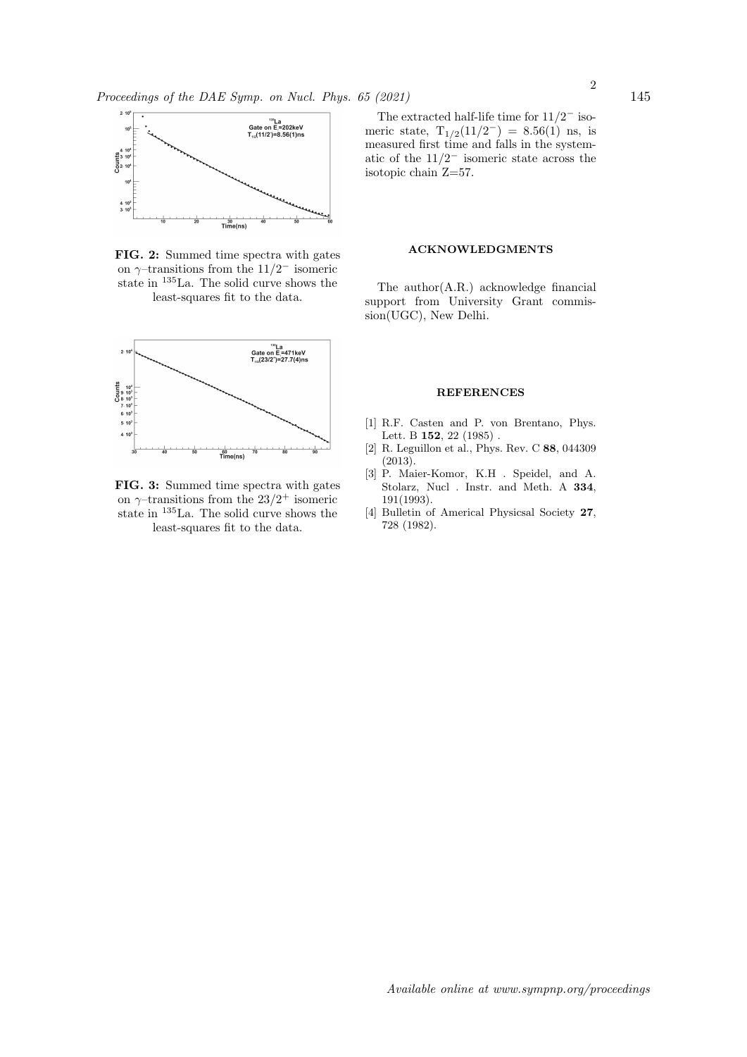$^{135}$La
Gate on E$_\gamma$=202keV
T$_{1/2}$(11/2$^-$)=8.56(1)ns
Counts
Time(ns)

**FIG. 2:** Summed time spectra with gates on $\gamma$–transitions from the $11/2^-$ isomeric state in $^{135}$La. The solid curve shows the least-squares fit to the data.

$^{135}$La
Gate on E$_\gamma$=471keV
T$_{1/2}$(23/2$^+$)=27.7(4)ns
Counts
Time(ns)

**FIG. 3:** Summed time spectra with gates on $\gamma$–transitions from the $23/2^+$ isomeric state in $^{135}$La. The solid curve shows the least-squares fit to the data.

The extracted half-life time for $11/2^-$ isomeric state, $T_{1/2}(11/2^-)$ = 8.56(1) ns, is measured first time and falls in the systematic of the $11/2^-$ isomeric state across the isotopic chain Z=57.

## ACKNOWLEDGMENTS

The author(A.R.) acknowledge financial support from University Grant commission(UGC), New Delhi.

## REFERENCES

[1] R.F. Casten and P. von Brentano, Phys. Lett. B **152**, 22 (1985) .

[2] R. Leguillon et al., Phys. Rev. C **88**, 044309 (2013).

[3] P. Maier-Komor, K.H . Speidel, and A. Stolarz, Nucl . Instr. and Meth. A **334**, 191(1993).

[4] Bulletin of Americal Physicsal Society **27**, 728 (1982).